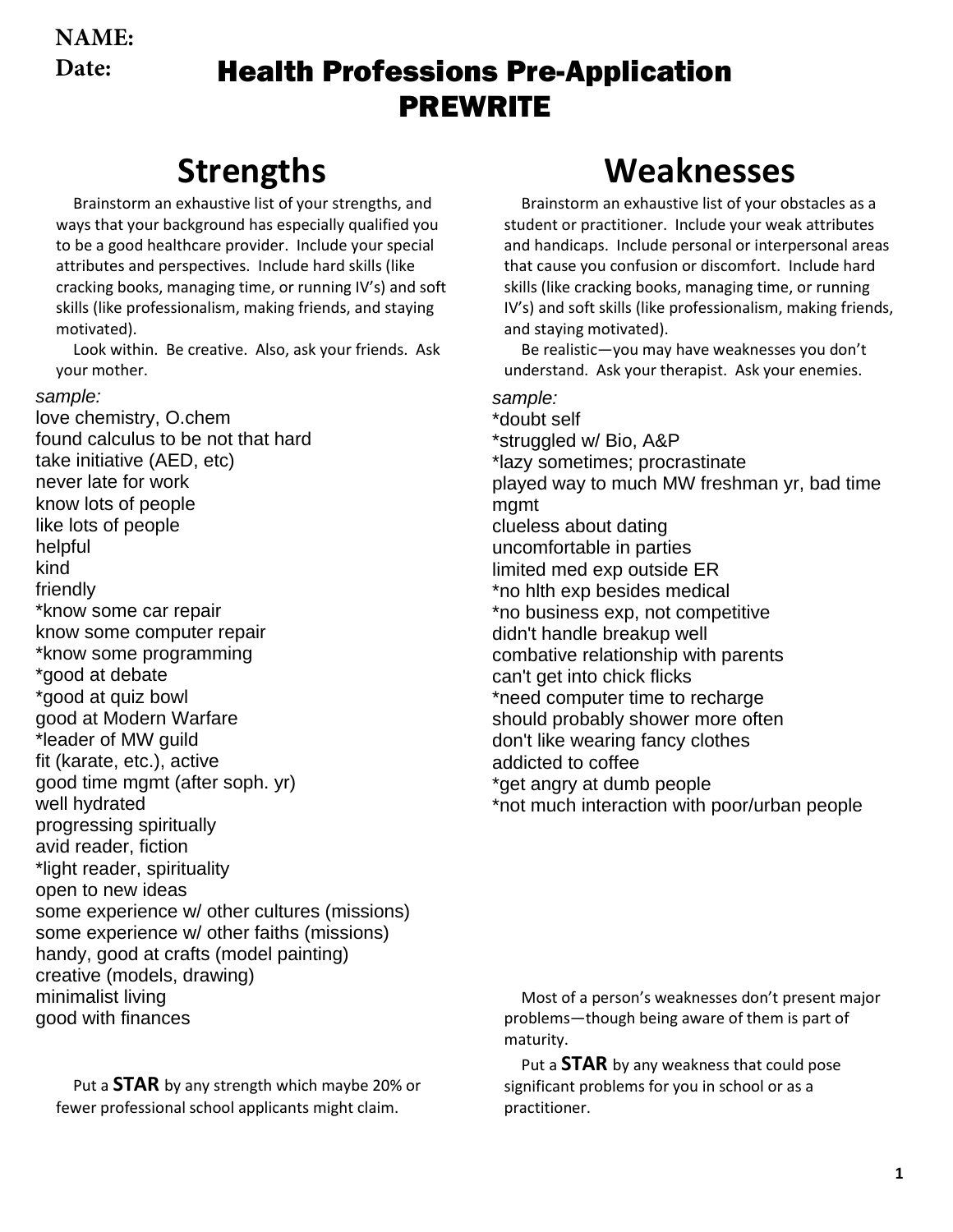**NAME:**

**Date:**

# Health Professions Pre-Application PREWRITE

## Strengths

Brainstorm an exhaustive list of your strengths, and ways that your background has especially qualified you to be a good healthcare provider. Include your special attributes and perspectives. Include hard skills (like cracking books, managing time, or running IV's) and soft skills (like professionalism, making friends, and staying motivated).

Look within. Be creative. Also, ask your friends. Ask your mother.

*sample:*

love chemistry, O.chem
found calculus to be not that hard
take initiative (AED, etc)
never late for work
know lots of people
like lots of people
helpful
kind
friendly
*know some car repair
know some computer repair
*know some programming
*good at debate
*good at quiz bowl
good at Modern Warfare
*leader of MW guild
fit (karate, etc.), active
good time mgmt (after soph. yr)
well hydrated
progressing spiritually
avid reader, fiction
*light reader, spirituality
open to new ideas
some experience w/ other cultures (missions)
some experience w/ other faiths (missions)
handy, good at crafts (model painting)
creative (models, drawing)
minimalist living
good with finances

Put a **STAR** by any strength which maybe 20% or fewer professional school applicants might claim.

## Weaknesses

Brainstorm an exhaustive list of your obstacles as a student or practitioner. Include your weak attributes and handicaps. Include personal or interpersonal areas that cause you confusion or discomfort. Include hard skills (like cracking books, managing time, or running IV's) and soft skills (like professionalism, making friends, and staying motivated).

Be realistic—you may have weaknesses you don't understand. Ask your therapist. Ask your enemies.

*sample:*

*doubt self
*struggled w/ Bio, A&P
*lazy sometimes; procrastinate
played way to much MW freshman yr, bad time mgmt
clueless about dating
uncomfortable in parties
limited med exp outside ER
*no hlth exp besides medical
*no business exp, not competitive
didn't handle breakup well
combative relationship with parents
can't get into chick flicks
*need computer time to recharge
should probably shower more often
don't like wearing fancy clothes
addicted to coffee
*get angry at dumb people
*not much interaction with poor/urban people

Most of a person's weaknesses don't present major problems—though being aware of them is part of maturity.

Put a **STAR** by any weakness that could pose significant problems for you in school or as a practitioner.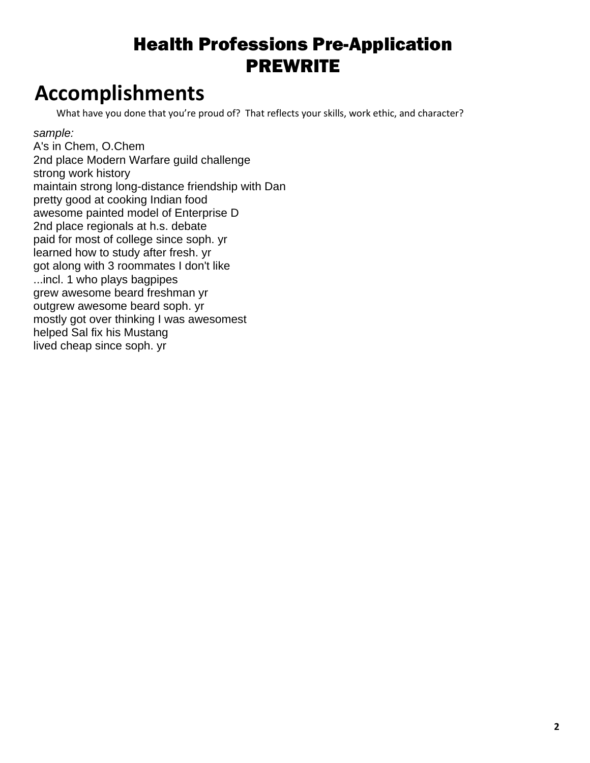# Health Professions Pre-Application
# PREWRITE

## Accomplishments

What have you done that you're proud of? That reflects your skills, work ethic, and character?

*sample:*

A's in Chem, O.Chem
2nd place Modern Warfare guild challenge
strong work history
maintain strong long-distance friendship with Dan
pretty good at cooking Indian food
awesome painted model of Enterprise D
2nd place regionals at h.s. debate
paid for most of college since soph. yr
learned how to study after fresh. yr
got along with 3 roommates I don't like
...incl. 1 who plays bagpipes
grew awesome beard freshman yr
outgrew awesome beard soph. yr
mostly got over thinking I was awesomest
helped Sal fix his Mustang
lived cheap since soph. yr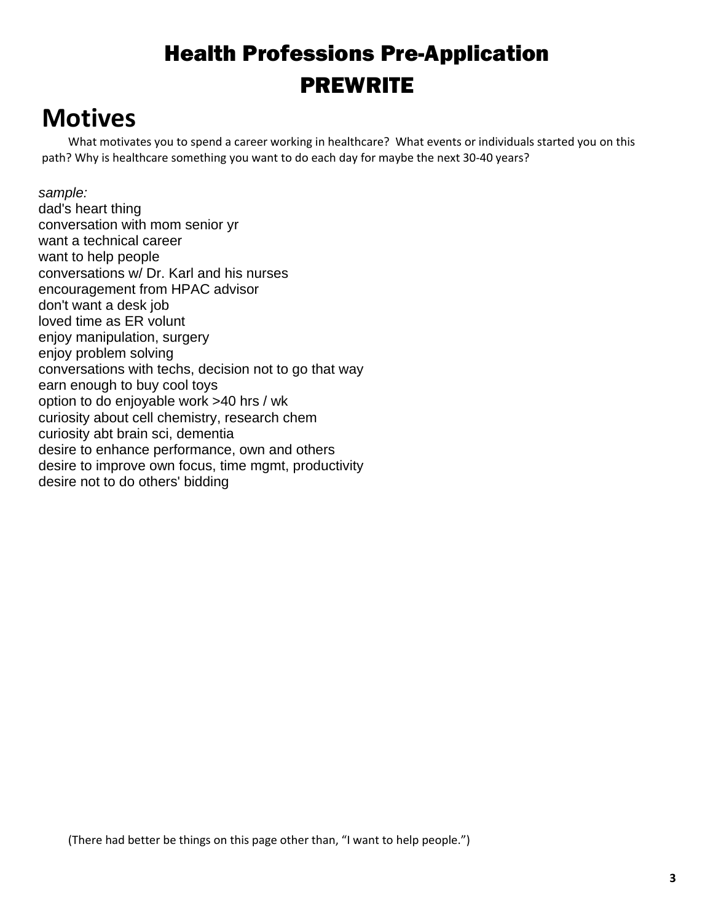# Health Professions Pre-Application
# PREWRITE

## Motives

What motivates you to spend a career working in healthcare? What events or individuals started you on this path? Why is healthcare something you want to do each day for maybe the next 30-40 years?

*sample:*
dad's heart thing
conversation with mom senior yr
want a technical career
want to help people
conversations w/ Dr. Karl and his nurses
encouragement from HPAC advisor
don't want a desk job
loved time as ER volunt
enjoy manipulation, surgery
enjoy problem solving
conversations with techs, decision not to go that way
earn enough to buy cool toys
option to do enjoyable work >40 hrs / wk
curiosity about cell chemistry, research chem
curiosity abt brain sci, dementia
desire to enhance performance, own and others
desire to improve own focus, time mgmt, productivity
desire not to do others' bidding

(There had better be things on this page other than, "I want to help people.")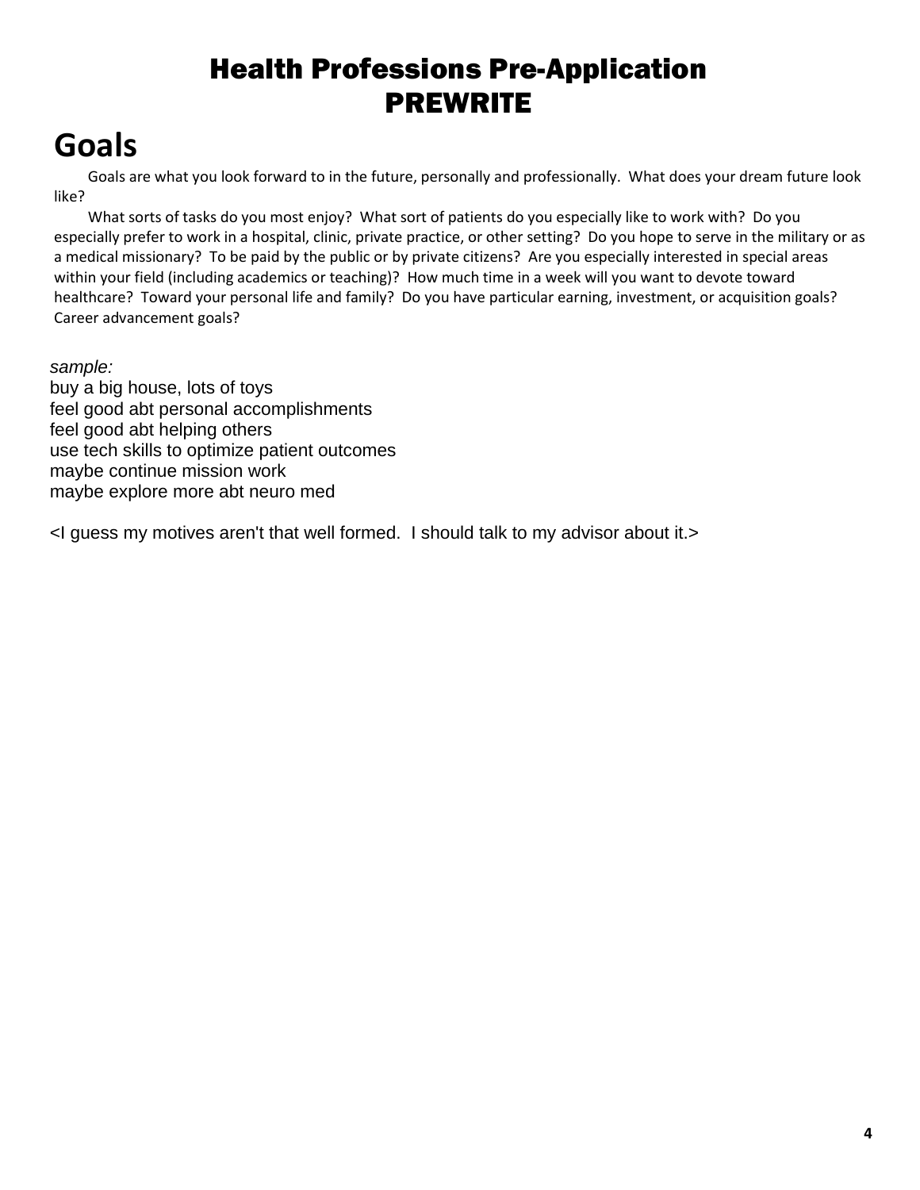# Health Professions Pre-Application
# PREWRITE

## Goals

Goals are what you look forward to in the future, personally and professionally. What does your dream future look like?

What sorts of tasks do you most enjoy? What sort of patients do you especially like to work with? Do you especially prefer to work in a hospital, clinic, private practice, or other setting? Do you hope to serve in the military or as a medical missionary? To be paid by the public or by private citizens? Are you especially interested in special areas within your field (including academics or teaching)? How much time in a week will you want to devote toward healthcare? Toward your personal life and family? Do you have particular earning, investment, or acquisition goals? Career advancement goals?

*sample:*
buy a big house, lots of toys
feel good abt personal accomplishments
feel good abt helping others
use tech skills to optimize patient outcomes
maybe continue mission work
maybe explore more abt neuro med

<I guess my motives aren't that well formed. I should talk to my advisor about it.>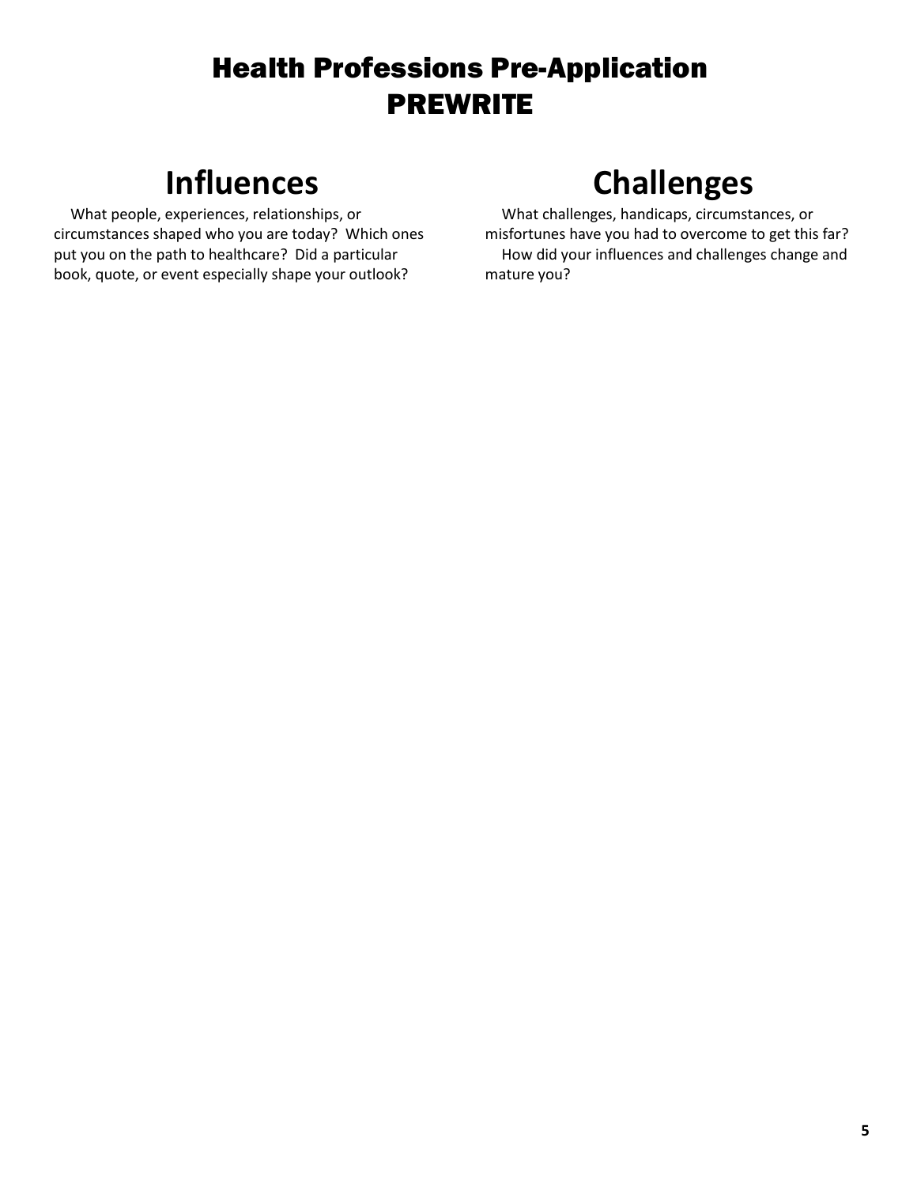# Health Professions Pre-Application
# PREWRITE

## Influences

What people, experiences, relationships, or circumstances shaped who you are today? Which ones put you on the path to healthcare? Did a particular book, quote, or event especially shape your outlook?

## Challenges

What challenges, handicaps, circumstances, or misfortunes have you had to overcome to get this far?

How did your influences and challenges change and mature you?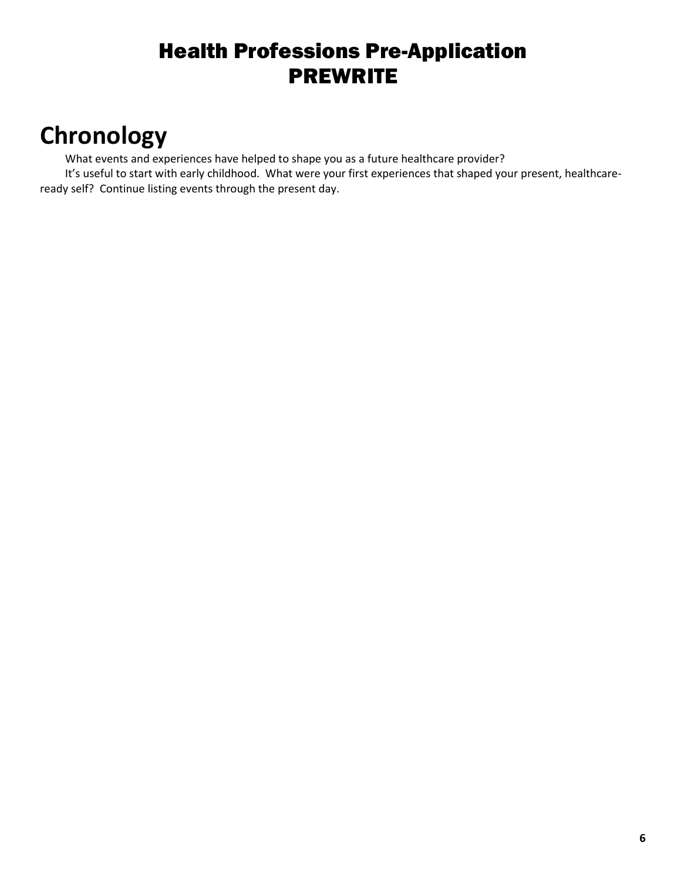# Health Professions Pre-Application
# PREWRITE

## Chronology

What events and experiences have helped to shape you as a future healthcare provider?

It's useful to start with early childhood. What were your first experiences that shaped your present, healthcare-ready self? Continue listing events through the present day.